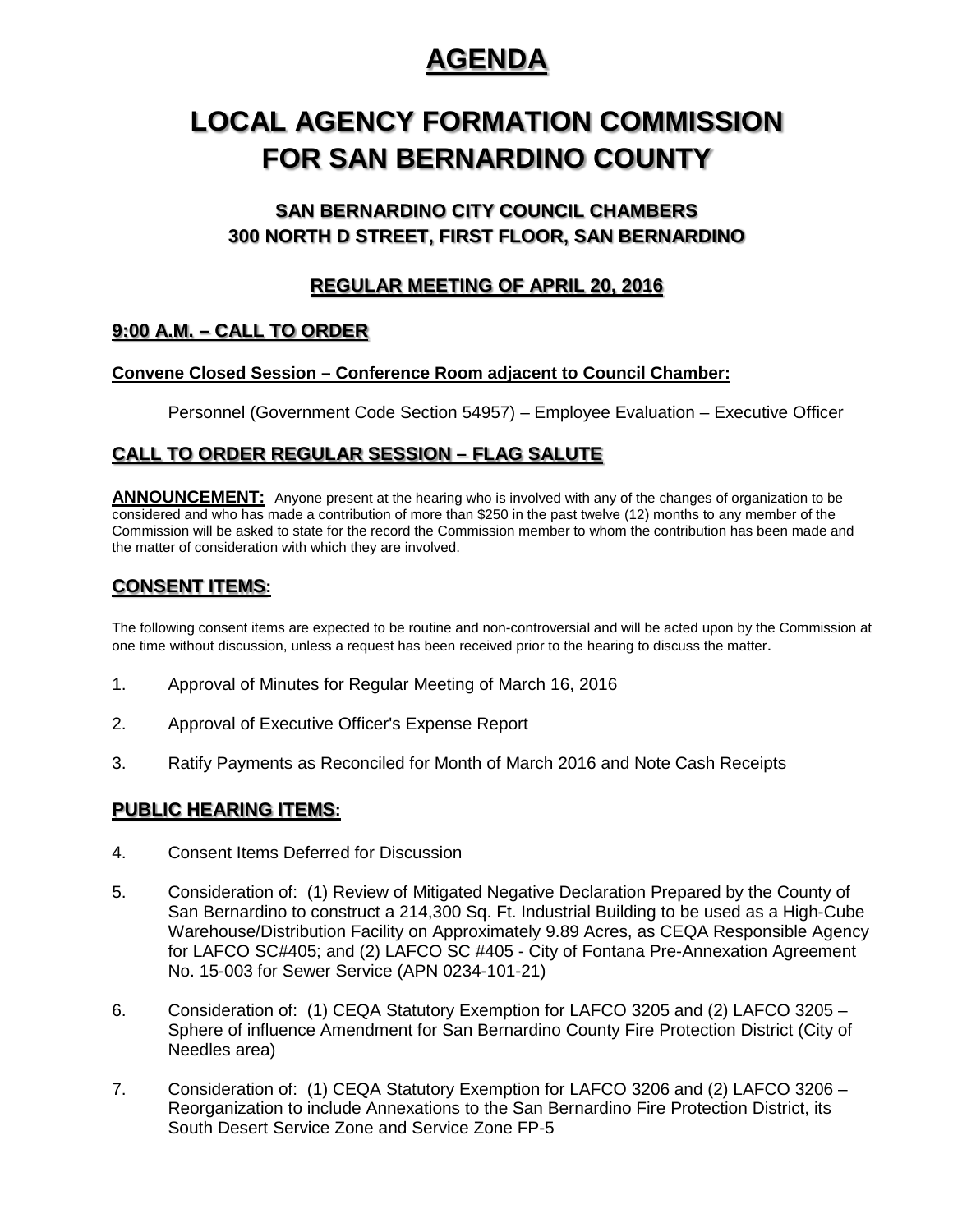# AGENDA

# LOCAL AGENCY FORMATION COMMISSION FOR SAN BERNARDINO COUNTY

## SAN BERNARDINO CITY COUNCIL CHAMBERS
## 300 NORTH D STREET, FIRST FLOOR, SAN BERNARDINO

## REGULAR MEETING OF APRIL 20, 2016

## 9:00 A.M. – CALL TO ORDER

**Convene Closed Session – Conference Room adjacent to Council Chamber:**

Personnel (Government Code Section 54957) – Employee Evaluation – Executive Officer

## CALL TO ORDER REGULAR SESSION – FLAG SALUTE

**ANNOUNCEMENT:** Anyone present at the hearing who is involved with any of the changes of organization to be considered and who has made a contribution of more than $250 in the past twelve (12) months to any member of the Commission will be asked to state for the record the Commission member to whom the contribution has been made and the matter of consideration with which they are involved.

## CONSENT ITEMS:

The following consent items are expected to be routine and non-controversial and will be acted upon by the Commission at one time without discussion, unless a request has been received prior to the hearing to discuss the matter.

1. Approval of Minutes for Regular Meeting of March 16, 2016

2. Approval of Executive Officer's Expense Report

3. Ratify Payments as Reconciled for Month of March 2016 and Note Cash Receipts

## PUBLIC HEARING ITEMS:

4. Consent Items Deferred for Discussion

5. Consideration of: (1) Review of Mitigated Negative Declaration Prepared by the County of San Bernardino to construct a 214,300 Sq. Ft. Industrial Building to be used as a High-Cube Warehouse/Distribution Facility on Approximately 9.89 Acres, as CEQA Responsible Agency for LAFCO SC#405; and (2) LAFCO SC #405 - City of Fontana Pre-Annexation Agreement No. 15-003 for Sewer Service (APN 0234-101-21)

6. Consideration of: (1) CEQA Statutory Exemption for LAFCO 3205 and (2) LAFCO 3205 – Sphere of influence Amendment for San Bernardino County Fire Protection District (City of Needles area)

7. Consideration of: (1) CEQA Statutory Exemption for LAFCO 3206 and (2) LAFCO 3206 – Reorganization to include Annexations to the San Bernardino Fire Protection District, its South Desert Service Zone and Service Zone FP-5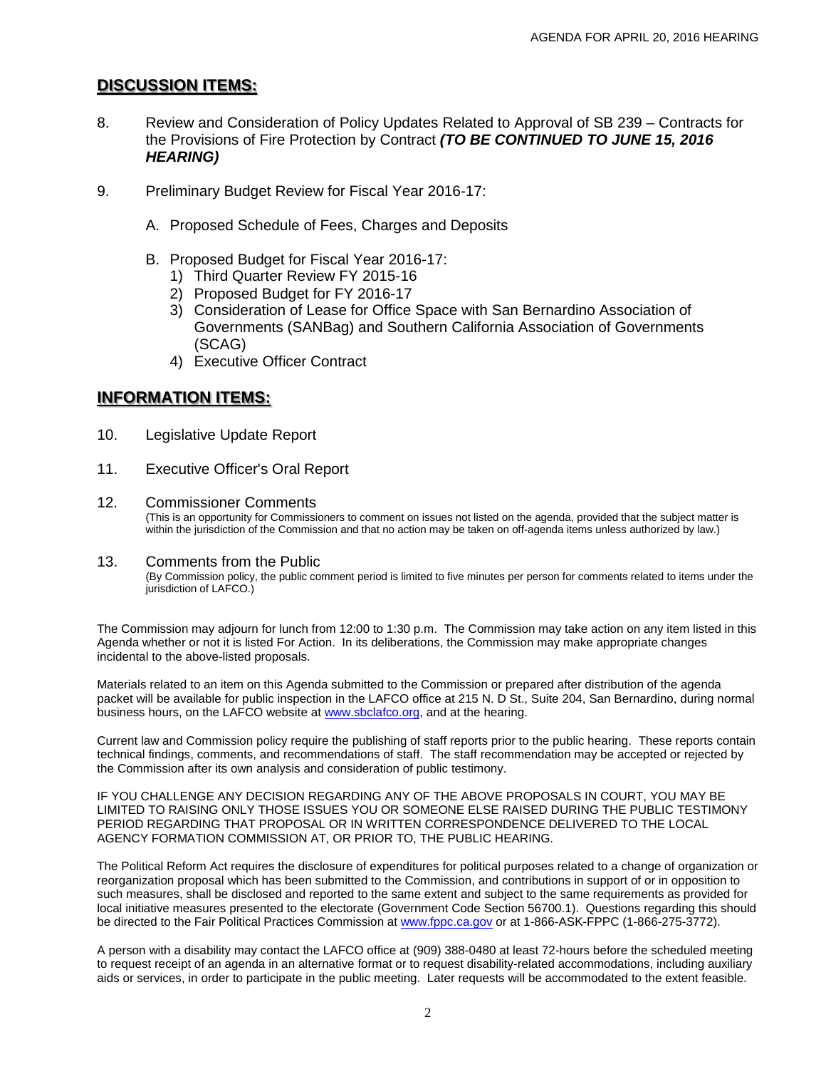## DISCUSSION ITEMS:

8. Review and Consideration of Policy Updates Related to Approval of SB 239 – Contracts for the Provisions of Fire Protection by Contract ***(TO BE CONTINUED TO JUNE 15, 2016 HEARING)***

9. Preliminary Budget Review for Fiscal Year 2016-17:

   A. Proposed Schedule of Fees, Charges and Deposits

   B. Proposed Budget for Fiscal Year 2016-17:
      1) Third Quarter Review FY 2015-16
      2) Proposed Budget for FY 2016-17
      3) Consideration of Lease for Office Space with San Bernardino Association of Governments (SANBag) and Southern California Association of Governments (SCAG)
      4) Executive Officer Contract

## INFORMATION ITEMS:

10. Legislative Update Report

11. Executive Officer's Oral Report

12. Commissioner Comments
    (This is an opportunity for Commissioners to comment on issues not listed on the agenda, provided that the subject matter is within the jurisdiction of the Commission and that no action may be taken on off-agenda items unless authorized by law.)

13. Comments from the Public
    (By Commission policy, the public comment period is limited to five minutes per person for comments related to items under the jurisdiction of LAFCO.)

The Commission may adjourn for lunch from 12:00 to 1:30 p.m. The Commission may take action on any item listed in this Agenda whether or not it is listed For Action. In its deliberations, the Commission may make appropriate changes incidental to the above-listed proposals.

Materials related to an item on this Agenda submitted to the Commission or prepared after distribution of the agenda packet will be available for public inspection in the LAFCO office at 215 N. D St., Suite 204, San Bernardino, during normal business hours, on the LAFCO website at www.sbclafco.org, and at the hearing.

Current law and Commission policy require the publishing of staff reports prior to the public hearing. These reports contain technical findings, comments, and recommendations of staff. The staff recommendation may be accepted or rejected by the Commission after its own analysis and consideration of public testimony.

IF YOU CHALLENGE ANY DECISION REGARDING ANY OF THE ABOVE PROPOSALS IN COURT, YOU MAY BE LIMITED TO RAISING ONLY THOSE ISSUES YOU OR SOMEONE ELSE RAISED DURING THE PUBLIC TESTIMONY PERIOD REGARDING THAT PROPOSAL OR IN WRITTEN CORRESPONDENCE DELIVERED TO THE LOCAL AGENCY FORMATION COMMISSION AT, OR PRIOR TO, THE PUBLIC HEARING.

The Political Reform Act requires the disclosure of expenditures for political purposes related to a change of organization or reorganization proposal which has been submitted to the Commission, and contributions in support of or in opposition to such measures, shall be disclosed and reported to the same extent and subject to the same requirements as provided for local initiative measures presented to the electorate (Government Code Section 56700.1). Questions regarding this should be directed to the Fair Political Practices Commission at www.fppc.ca.gov or at 1-866-ASK-FPPC (1-866-275-3772).

A person with a disability may contact the LAFCO office at (909) 388-0480 at least 72-hours before the scheduled meeting to request receipt of an agenda in an alternative format or to request disability-related accommodations, including auxiliary aids or services, in order to participate in the public meeting. Later requests will be accommodated to the extent feasible.